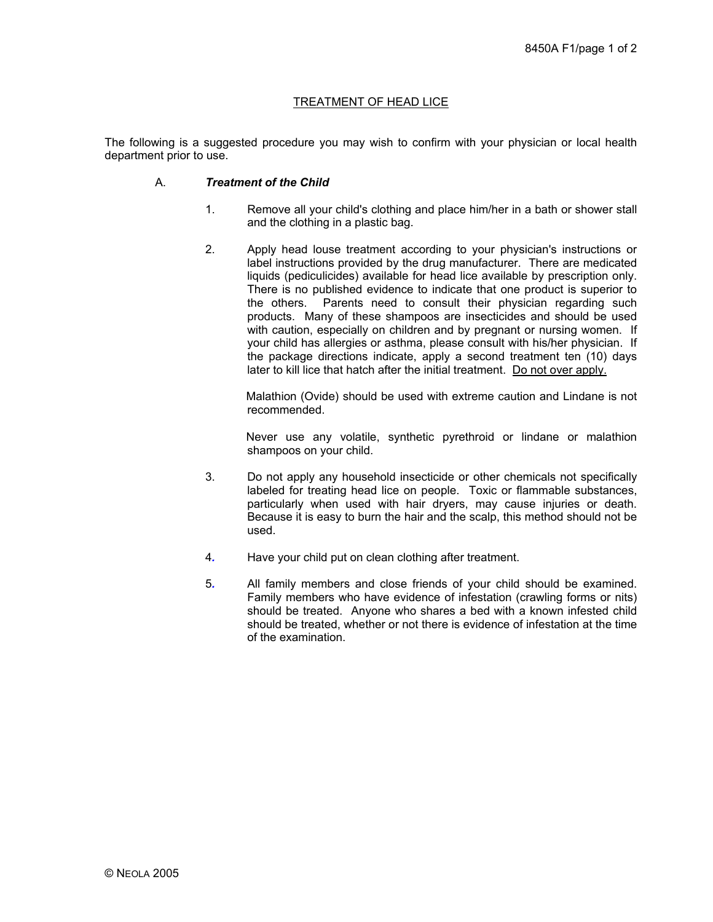## TREATMENT OF HEAD LICE

The following is a suggested procedure you may wish to confirm with your physician or local health department prior to use.

### A. ***Treatment of the Child***

1. Remove all your child's clothing and place him/her in a bath or shower stall and the clothing in a plastic bag.

2. Apply head louse treatment according to your physician's instructions or label instructions provided by the drug manufacturer. There are medicated liquids (pediculicides) available for head lice available by prescription only. There is no published evidence to indicate that one product is superior to the others. Parents need to consult their physician regarding such products. Many of these shampoos are insecticides and should be used with caution, especially on children and by pregnant or nursing women. If your child has allergies or asthma, please consult with his/her physician. If the package directions indicate, apply a second treatment ten (10) days later to kill lice that hatch after the initial treatment. <u>Do not over apply.</u>

   Malathion (Ovide) should be used with extreme caution and Lindane is not recommended.

   Never use any volatile, synthetic pyrethroid or lindane or malathion shampoos on your child.

3. Do not apply any household insecticide or other chemicals not specifically labeled for treating head lice on people. Toxic or flammable substances, particularly when used with hair dryers, may cause injuries or death. Because it is easy to burn the hair and the scalp, this method should not be used.

4. Have your child put on clean clothing after treatment.

5. All family members and close friends of your child should be examined. Family members who have evidence of infestation (crawling forms or nits) should be treated. Anyone who shares a bed with a known infested child should be treated, whether or not there is evidence of infestation at the time of the examination.

© NEOLA 2005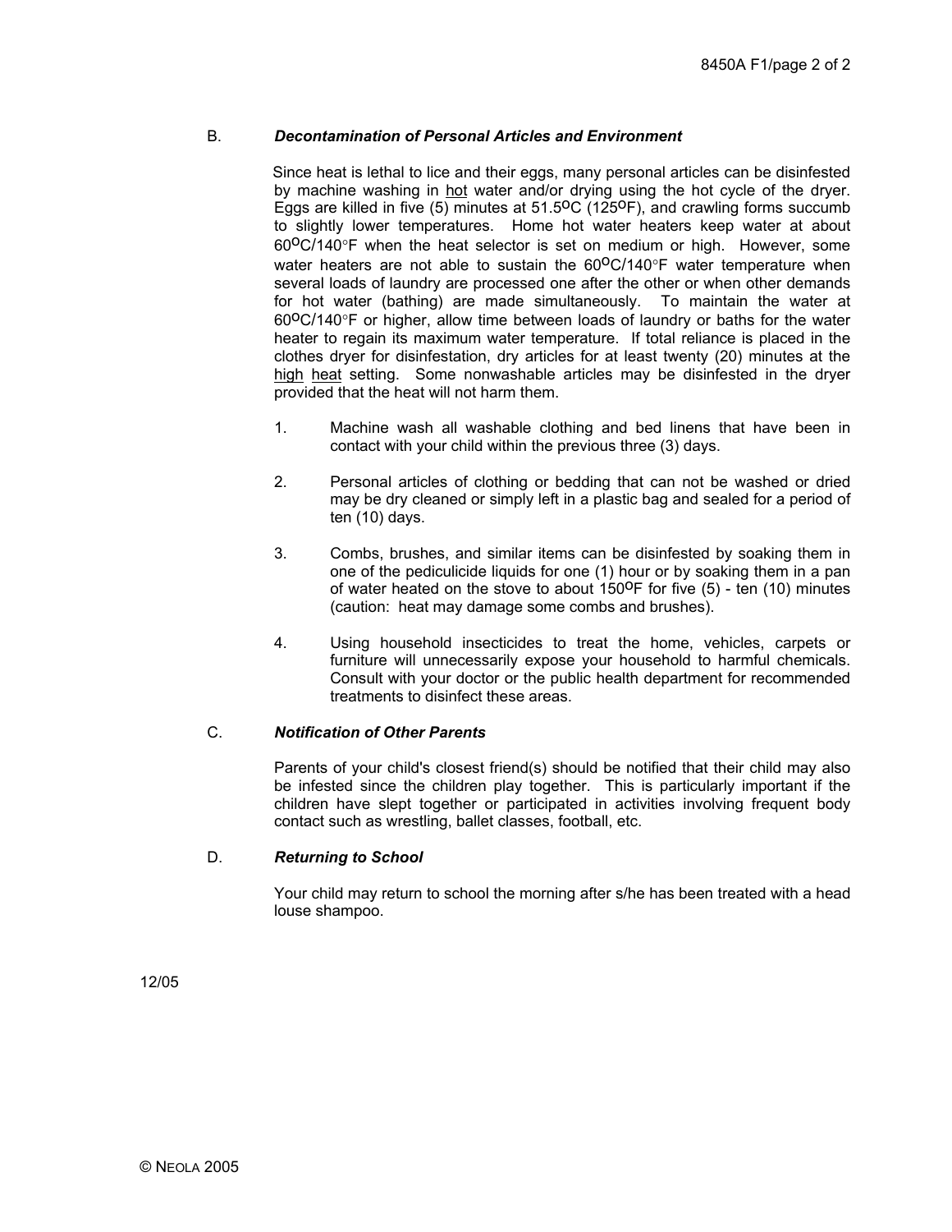B. ***Decontamination of Personal Articles and Environment***

Since heat is lethal to lice and their eggs, many personal articles can be disinfested by machine washing in hot water and/or drying using the hot cycle of the dryer. Eggs are killed in five (5) minutes at 51.5$^{o}$C (125$^{o}$F), and crawling forms succumb to slightly lower temperatures. Home hot water heaters keep water at about 60$^{o}$C/140°F when the heat selector is set on medium or high. However, some water heaters are not able to sustain the 60$^{o}$C/140°F water temperature when several loads of laundry are processed one after the other or when other demands for hot water (bathing) are made simultaneously. To maintain the water at 60$^{o}$C/140°F or higher, allow time between loads of laundry or baths for the water heater to regain its maximum water temperature. If total reliance is placed in the clothes dryer for disinfestation, dry articles for at least twenty (20) minutes at the high heat setting. Some nonwashable articles may be disinfested in the dryer provided that the heat will not harm them.

1. Machine wash all washable clothing and bed linens that have been in contact with your child within the previous three (3) days.

2. Personal articles of clothing or bedding that can not be washed or dried may be dry cleaned or simply left in a plastic bag and sealed for a period of ten (10) days.

3. Combs, brushes, and similar items can be disinfested by soaking them in one of the pediculicide liquids for one (1) hour or by soaking them in a pan of water heated on the stove to about 150$^{o}$F for five (5) - ten (10) minutes (caution: heat may damage some combs and brushes).

4. Using household insecticides to treat the home, vehicles, carpets or furniture will unnecessarily expose your household to harmful chemicals. Consult with your doctor or the public health department for recommended treatments to disinfect these areas.

C. ***Notification of Other Parents***

Parents of your child's closest friend(s) should be notified that their child may also be infested since the children play together. This is particularly important if the children have slept together or participated in activities involving frequent body contact such as wrestling, ballet classes, football, etc.

D. ***Returning to School***

Your child may return to school the morning after s/he has been treated with a head louse shampoo.

12/05

© NEOLA 2005